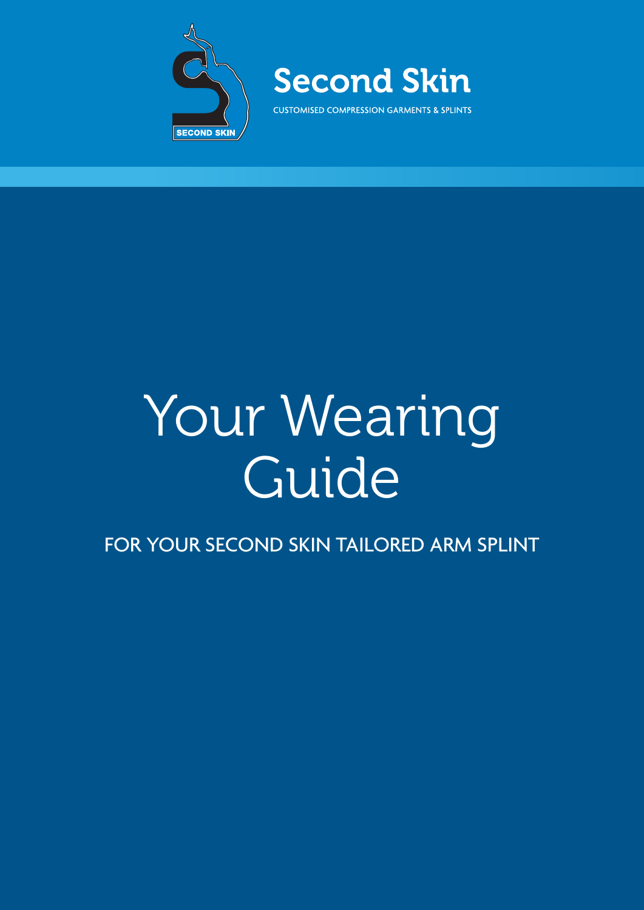SECOND SKIN

# Second Skin

CUSTOMISED COMPRESSION GARMENTS & SPLINTS

# Your Wearing Guide

## FOR YOUR SECOND SKIN TAILORED ARM SPLINT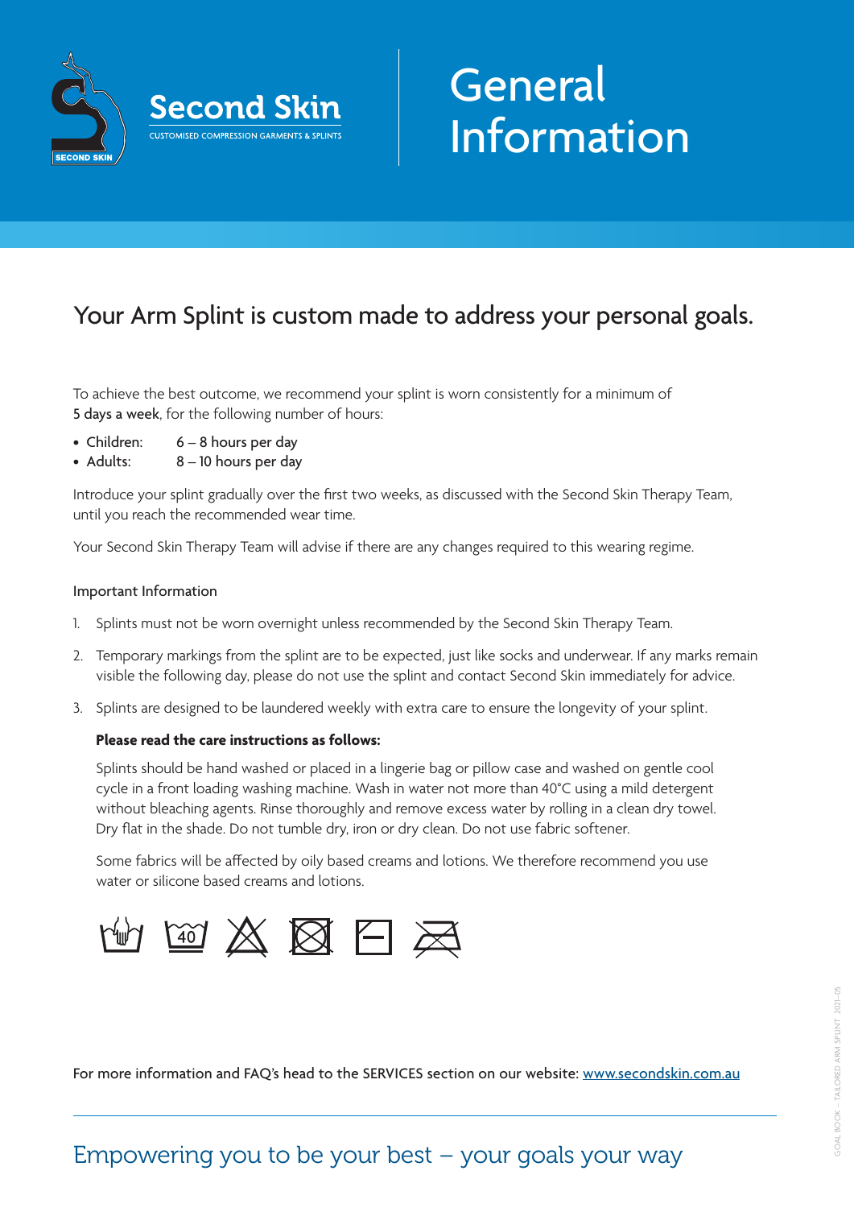Second Skin

CUSTOMISED COMPRESSION GARMENTS & SPLINTS

# General Information

## Your Arm Splint is custom made to address your personal goals.

To achieve the best outcome, we recommend your splint is worn consistently for a minimum of 5 days a week, for the following number of hours:

- Children: 6 – 8 hours per day
- Adults: 8 – 10 hours per day

Introduce your splint gradually over the first two weeks, as discussed with the Second Skin Therapy Team, until you reach the recommended wear time.

Your Second Skin Therapy Team will advise if there are any changes required to this wearing regime.

### Important Information

1. Splints must not be worn overnight unless recommended by the Second Skin Therapy Team.
2. Temporary markings from the splint are to be expected, just like socks and underwear. If any marks remain visible the following day, please do not use the splint and contact Second Skin immediately for advice.
3. Splints are designed to be laundered weekly with extra care to ensure the longevity of your splint.

   **Please read the care instructions as follows:**

   Splints should be hand washed or placed in a lingerie bag or pillow case and washed on gentle cool cycle in a front loading washing machine. Wash in water not more than 40°C using a mild detergent without bleaching agents. Rinse thoroughly and remove excess water by rolling in a clean dry towel. Dry flat in the shade. Do not tumble dry, iron or dry clean. Do not use fabric softener.

   Some fabrics will be affected by oily based creams and lotions. We therefore recommend you use water or silicone based creams and lotions.

For more information and FAQ's head to the SERVICES section on our website: www.secondskin.com.au

Empowering you to be your best – your goals your way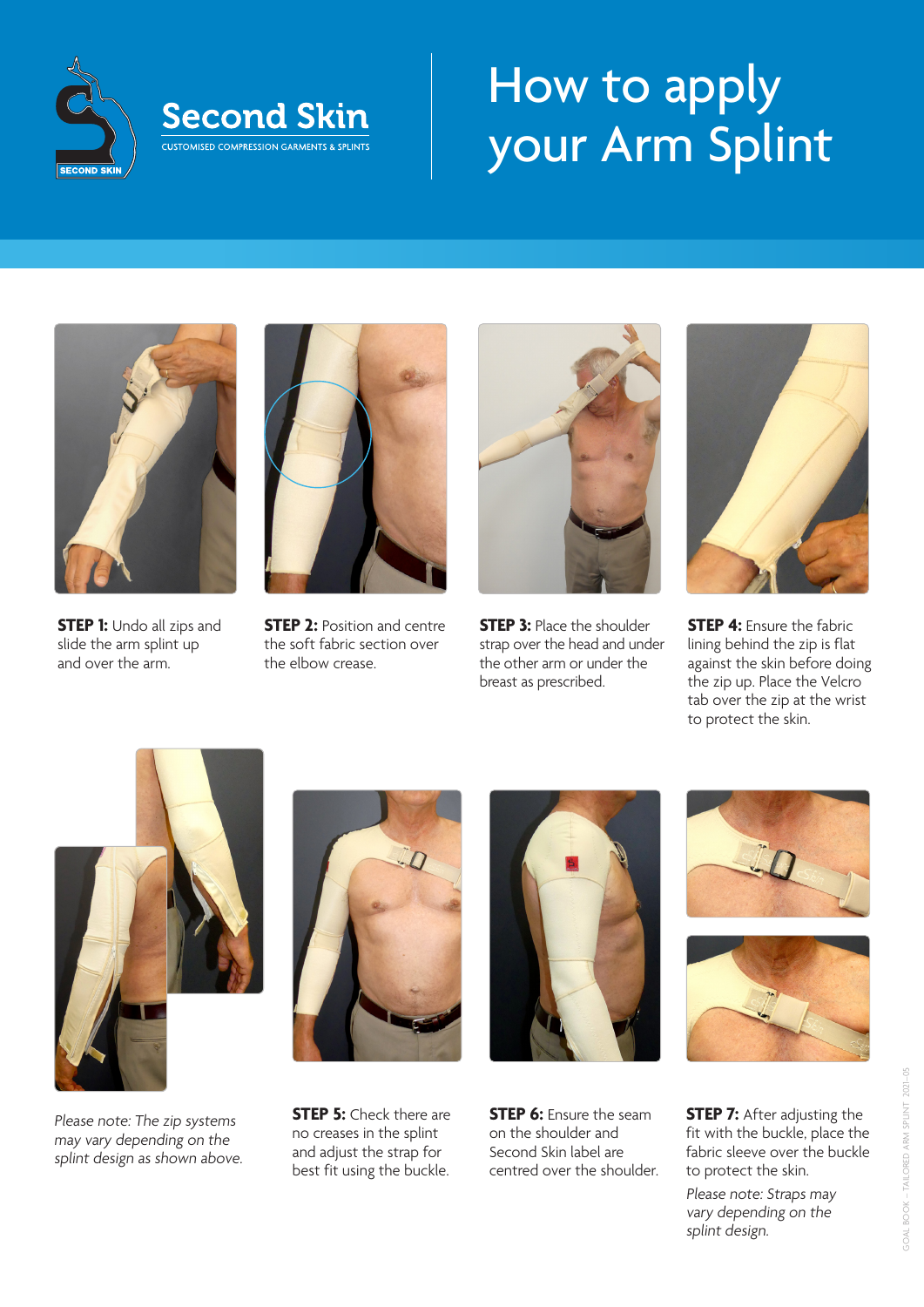Second Skin

CUSTOMISED COMPRESSION GARMENTS & SPLINTS

# How to apply your Arm Splint

**STEP 1:** Undo all zips and slide the arm splint up and over the arm.

**STEP 2:** Position and centre the soft fabric section over the elbow crease.

**STEP 3:** Place the shoulder strap over the head and under the other arm or under the breast as prescribed.

**STEP 4:** Ensure the fabric lining behind the zip is flat against the skin before doing the zip up. Place the Velcro tab over the zip at the wrist to protect the skin.

*Please note: The zip systems may vary depending on the splint design as shown above.*

**STEP 5:** Check there are no creases in the splint and adjust the strap for best fit using the buckle.

**STEP 6:** Ensure the seam on the shoulder and Second Skin label are centred over the shoulder.

**STEP 7:** After adjusting the fit with the buckle, place the fabric sleeve over the buckle to protect the skin.

*Please note: Straps may vary depending on the splint design.*

GOAL BOOK – TAILORED ARM SPLINT 2021-05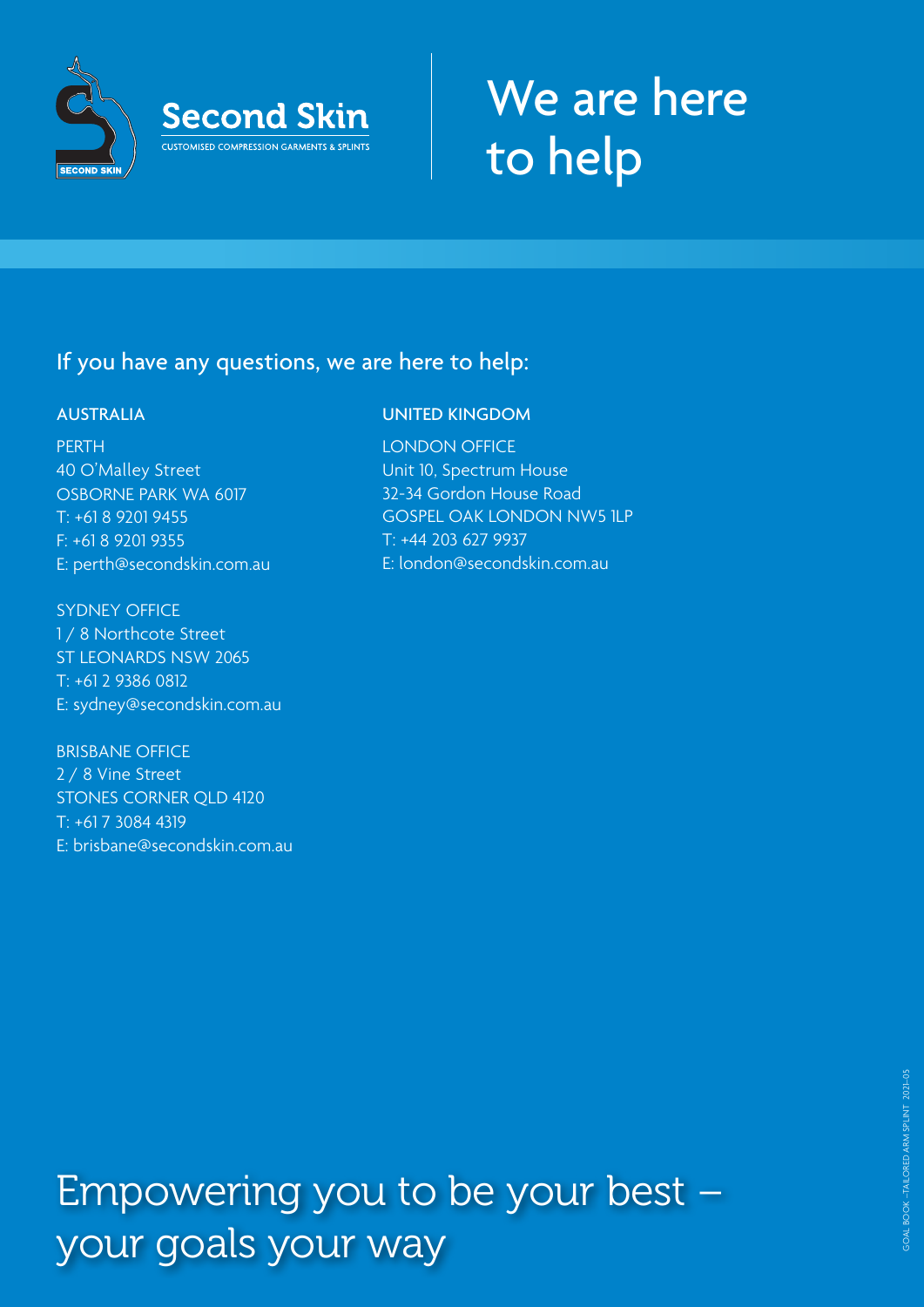**Second Skin**

CUSTOMISED COMPRESSION GARMENTS & SPLINTS

# We are here to help

## If you have any questions, we are here to help:

### AUSTRALIA

PERTH
40 O'Malley Street
OSBORNE PARK WA 6017
T: +61 8 9201 9455
F: +61 8 9201 9355
E: perth@secondskin.com.au

SYDNEY OFFICE
1 / 8 Northcote Street
ST LEONARDS NSW 2065
T: +61 2 9386 0812
E: sydney@secondskin.com.au

BRISBANE OFFICE
2 / 8 Vine Street
STONES CORNER QLD 4120
T: +61 7 3084 4319
E: brisbane@secondskin.com.au

### UNITED KINGDOM

LONDON OFFICE
Unit 10, Spectrum House
32-34 Gordon House Road
GOSPEL OAK LONDON NW5 1LP
T: +44 203 627 9937
E: london@secondskin.com.au

## Empowering you to be your best – your goals your way

GOAL BOOK –TAILORED ARM SPLINT 2021-05